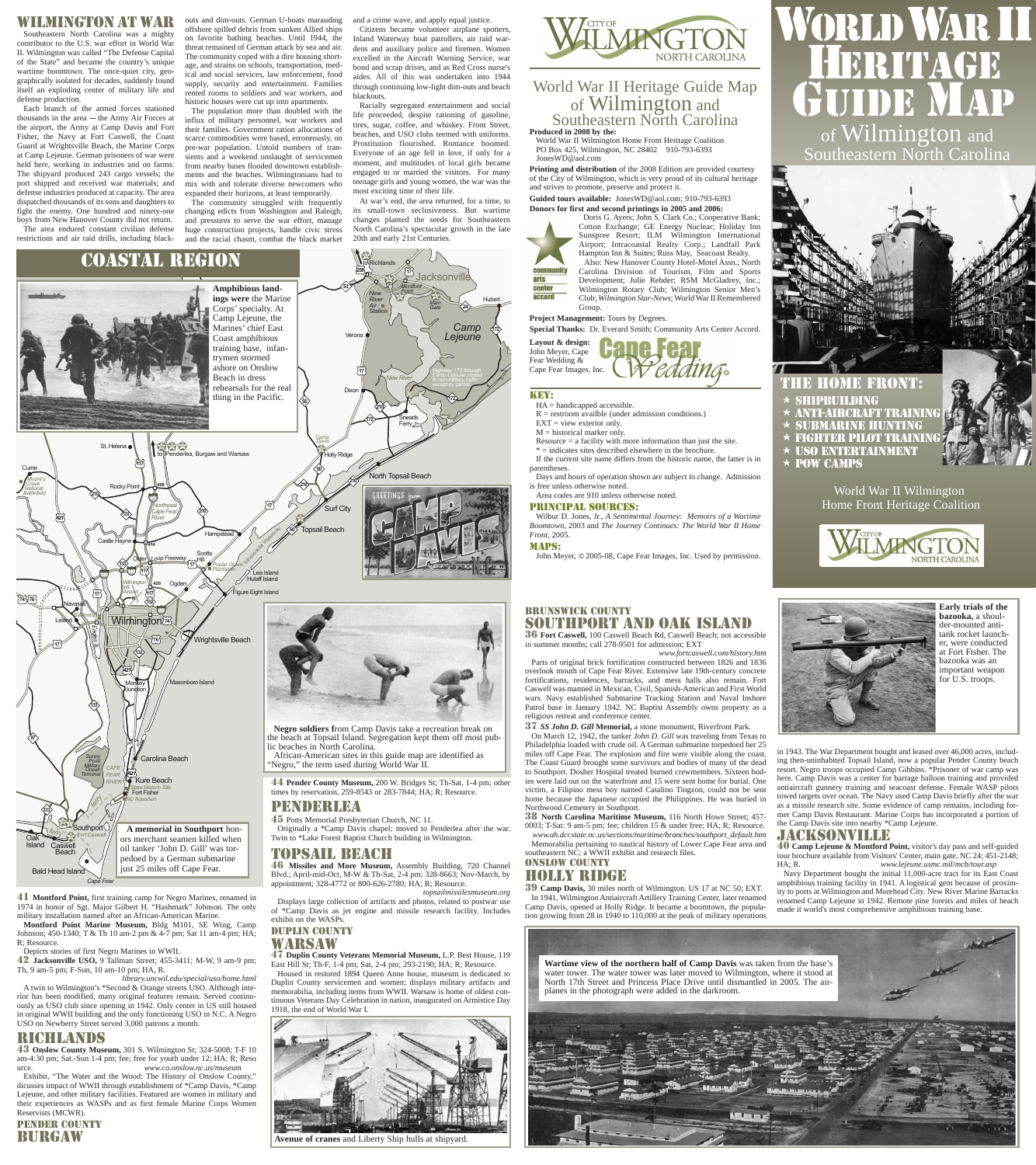# WILMINGTON AT WAR

Southeastern North Carolina was a mighty contributor to the U.S. war effort in World War II. Wilmington was called "The Defense Capital of the State" and became the country's unique wartime boomtown. The once-quiet city, geographically isolated for decades, suddenly found itself an exploding center of military life and defense production.

Each branch of the armed forces stationed thousands in the area — the Army Air Forces at the airport, the Army at Camp Davis and Fort Fisher, the Navy at Fort Caswell, the Coast Guard at Wrightsville Beach, the Marine Corps at Camp Lejeune. German prisoners of war were held here, working in industries and on farms. The shipyard produced 243 cargo vessels; the port shipped and received war materials; and defense industries produced at capacity. The area dispatched thousands of its sons and daughters to fight the enemy. One hundred and ninety-one boys from New Hanover County did not return.

The area endured constant civilian defense restrictions and air raid drills, including black-outs and dim-outs. German U-boats marauding offshore spilled debris from sunken Allied ships on favorite bathing beaches. Until 1944, the threat remained of German attack by sea and air. The community coped with a dire housing shortage, and strains on schools, transportation, medical and social services, law enforcement, food supply, security and entertainment. Families rented rooms to soldiers and war workers, and historic houses were cut up into apartments.

The population more than doubled with the influx of military personnel, war workers and their families. Government ration allocations of scarce commodities were based, erroneously, on pre-war population. Untold numbers of transients and a weekend onslaught of servicemen from nearby bases flooded downtown establishments and the beaches. Wilmingtonians had to mix with and tolerate diverse newcomers who expanded their horizons, at least temporarily.

The community struggled with frequently changing edicts from Washington and Raleigh, and pressures to serve the war effort, manage huge construction projects, handle civic stress and the racial chasm, combat the black market and a crime wave, and apply equal justice.

Citizens became volunteer airplane spotters, Inland Waterway boat patrollers, air raid wardens and auxiliary police and firemen. Women excelled in the Aircraft Warning Service, war bond and scrap drives, and as Red Cross nurse's aides. All of this was undertaken into 1944 through continuing low-light dim-outs and beach blackouts.

Racially segregated entertainment and social life proceeded, despite rationing of gasoline, tires, sugar, coffee, and whiskey. Front Street, beaches, and USO clubs teemed with uniforms. Prostitution flourished. Romance boomed. Everyone of an age fell in love, if only for a moment, and multitudes of local girls became engaged to or married the visitors. For many teenage girls and young women, the war was the most exciting time of their life.

At war's end, the area returned, for a time, to its small-town seclusiveness. But wartime changes planted the seeds for Southeastern North Carolina's spectacular growth in the late 20th and early 21st Centuries.

# COASTAL REGION

**Amphibious landings were** the Marine Corps' specialty. At Camp Lejeune, the Marines' chief East Coast amphibious training base, infantrymen stormed ashore on Onslow Beach in dress rehearsals for the real thing in the Pacific.

**A memorial in Southport** honors merchant seamen killed when oil tanker 'John D. Gill' was torpedoed by a German submarine just 25 miles off Cape Fear.

**Negro soldiers f**rom Camp Davis take a recreation break on the beach at Topsail Island. Segregation kept them off most public beaches in North Carolina.

African-American sites in this guide map are identified as "Negro," the term used during World War II.

**41 Montford Point,** first training camp for Negro Marines, renamed in 1974 in honor of Sgt. Major Gilbert H. "Hashmark" Johnson. The only military installation named after an African-American Marine.

**Montford Point Marine Museum,** Bldg M101, SE Wing, Camp Johnson; 450-1340; T & Th 10 am-2 pm & 4-7 pm; Sat 11 am-4 pm; HA; R; Resource.

Depicts stories of first Negro Marines in WWII.

**42 Jacksonville USO,** 9 Tallman Street; 455-3411; M-W, 9 am-9 pm; Th, 9 am-5 pm; F-Sun, 10 am-10 pm; HA, R.

*library.uncwil.edu/special/uso/home.html*

A twin to Wilmington's *Second & Orange streets USO. Although interior has been modified, many original features remain. Served continuously as USO club since opening in 1942. Only center in US still housed in original WWII building and the only functioning USO in N.C. A Negro USO on Newberry Street served 3,000 patrons a month.

## RICHLANDS

**43 Onslow County Museum,** 301 S. Wilmington St; 324-5008; T-F 10 am-4:30 pm; Sat.-Sun 1-4 pm; fee; free for youth under 12; HA; R; Resource. *www.co.onslow.nc.us/museum*

Exhibit, "The Water and the Wood: The History of Onslow County," discusses impact of WWII through establishment of *Camp Davis, *Camp Lejeune, and other military facilities. Featured are women in military and their experiences as WASPs and as first female Marine Corps Women Reservists (MCWR).

### PENDER COUNTY
## BURGAW

**44 Pender County Museum,** 200 W. Bridges St; Th-Sat, 1-4 pm; other times by reservation, 259-8543 or 283-7844; HA; R; Resource.

## PENDERLEA

**45** Potts Memorial Presbyterian Church, NC 11.

Originally a *Camp Davis chapel; moved to Penderlea after the war. Twin to *Lake Forest Baptist Church building in Wilmington.

## TOPSAIL BEACH

**46 Missiles and More Museum,** Assembly Building, 720 Channel Blvd.; April-mid-Oct, M-W & Th-Sat, 2-4 pm; Nov-March, by appointment; 328-4772 or 800-626-2780; HA; R; Resource.

*topsailmissilesmuseum.org*

Displays large collection of artifacts and photos, related to postwar use of *Camp Davis as jet engine and missile research facility. Includes exhibit on the WASPs.

### DUPLIN COUNTY
## WARSAW

**47 Duplin County Veterans Memorial Museum,** L.P. Best House, 119 East Hill St; Th-F, 1-4 pm; 296-2190; HA; R; Resource.

Housed in restored 1894 Queen Anne house, museum is dedicated to Duplin County servicemen and women; displays military artifacts and memorabilia, including items from WWII. Warsaw is home of oldest continuous Veterans Day Celebration in nation, inaugurated on Armistice Day 1918, the end of World War I.

**Avenue of cranes** and Liberty Ship hulls at shipyard.

CITY OF WILMINGTON NORTH CAROLINA

# World War II Heritage Guide Map of Wilmington and Southeastern North Carolina

**Produced in 2008 by the:**
World War II Wilmington Home Front Heritage Coalition
PO Box 425, Wilmington, NC 28402 910-793-6393
JonesWD@aol.com

**Printing and distribution** of the 2008 Edition are provided courtesy of the City of Wilmington, which is very proud of its cultural heritage and strives to promote, preserve and protect it.

**Guided tours available:** JonesWD@aol.com; 910-793-6393

**Donors for first and second printings in 2005 and 2006:**

Doris G. Ayers; John S. Clark Co.; Cooperative Bank; Cotton Exchange; GE Energy Nuclear; Holiday Inn Sunspree Resort; ILM Wilmington International Airport; Intracoastal Realty Corp.; Landfall Park Hampton Inn & Suites; Russ May, Seacoast Realty.

Also: New Hanover County Hotel-Motel Assn.; North Carolina Division of Tourism, Film and Sports Development; Julie Rehder; RSM McGladrey, Inc.; Wilmington Rotary Club; Wilmington Senior Men's Club; *Wilmington Star-News*; World War II Remembered Group.

**Project Management:** Tours by Degrees.

**Special Thanks:** Dr. Everard Smith; Community Arts Center Accord.

**Layout & design:** John Meyer, Cape Fear Wedding & Cape Fear Images, Inc.

## KEY:

HA = handicapped accessible.
R = restroom availble (under admission conditions.)
EXT = view exterior only.
M = historical marker only.
Resource = a facility with more information than just the site.
* = indicates sites described elsewhere in the brochure.
If the current site name differs from the historic name, the latter is in parentheses.
Days and hours of operation shown are subject to change. Admission is free unless otherwise noted.
Area codes are 910 unless otherwise noted.

## PRINCIPAL SOURCES:

Wilbur D. Jones, Jr., *A Sentimental Journey: Memoirs of a Wartime Boomtown*, 2003 and *The Journey Continues: The World War II Home Front*, 2005.

## MAPS:

John Meyer, © 2005-08, Cape Fear Images, Inc. Used by permission.

# WORLD WAR II HERITAGE GUIDE MAP of Wilmington and Southeastern North Carolina

## THE HOME FRONT:

- SHIPBUILDING
- ANTI-AIRCRAFT TRAINING
- SUBMARINE HUNTING
- FIGHTER PILOT TRAINING
- USO ENTERTAINMENT
- POW CAMPS

World War II Wilmington Home Front Heritage Coalition

CITY OF WILMINGTON NORTH CAROLINA

### BRUNSWICK COUNTY
## SOUTHPORT AND OAK ISLAND

**36 Fort Caswell,** 100 Caswell Beach Rd, Caswell Beach; not accessible in summer months; call 278-9501 for admission; EXT

*www.fortcaswell.com/history.htm*

Parts of original brick fortification constructed between 1826 and 1836 overlook mouth of Cape Fear River. Extensive late 19th-century concrete fortifications, residences, barracks, and mess halls also remain. Fort Caswell was manned in Mexican, Civil, Spanish-American and First World wars. Navy established Submarine Tracking Station and Naval Inshore Patrol base in January 1942. NC Baptist Assembly owns property as a religious retreat and conference center.

**37** ***SS John D. Gill*** **Memorial,** a stone monument, Riverfront Park.

On March 12, 1942, the tanker *John D. Gill* was traveling from Texas to Philadelphia loaded with crude oil. A German submarine torpedoed her 25 miles off Cape Fear. The explosion and fire were visible along the coast. The Coast Guard brought some survivors and bodies of many of the dead to Southport. Dosher Hospital treated burned crewmembers. Sixteen bodies were laid out on the waterfront and 15 were sent home for burial. One victim, a Filipino mess boy named Catalino Tingzon, could not be sent home because the Japanese occupied the Philippines. He was buried in Northwood Cemetery in Southport.

**38 North Carolina Maritime Museum,** 116 North Howe Street; 457-0003; T-Sat: 9 am-5 pm; fee; children 15 & under free; HA; R; Resource.

*www.ah.dcr.state.nc.us/sections/maritime/branches/southport_default.htm*

Memorabilia pertaining to nautical history of Lower Cape Fear area and southeastern NC; a WWII exhibit and research files.

### ONSLOW COUNTY
## HOLLY RIDGE

**39 Camp Davis,** 30 miles north of Wilmington. US 17 at NC 50; EXT.

In 1941, Wilmington Antiaircraft Artillery Training Center, later renamed Camp Davis, opened at Holly Ridge. It became a boomtown, the population growing from 28 in 1940 to 110,000 at the peak of military operations in 1943. The War Department bought and leased over 46,000 acres, including then-uninhabited Topsail Island, now a popular Pender County beach resort. Negro troops occupied Camp Gibbins. *Prisoner of war camp was here. Camp Davis was a center for barrage balloon training and provided antiaircraft gunnery training and seacoast defense. Female WASP pilots towed targets over ocean. The Navy used Camp Davis briefly after the war as a missile research site. Some evidence of camp remains, including former Camp Davis Restaurant. Marine Corps has incorporated a portion of the Camp Davis site into nearby *Camp Lejeune.

**Early trials of the bazooka,** a shoulder-mounted anti-tank rocket launcher, were conducted at Fort Fisher. The bazooka was an important weapon for U.S. troops.

## JACKSONVILLE

**40 Camp Lejeune & Montford Point,** visitor's day pass and self-guided tour brochure available from Visitors' Center, main gate, NC 24; 451-2148; HA; R. *www.lejeune.usmc.mil/mcb/tour.asp*

Navy Department bought the initial 11,000-acre tract for its East Coast amphibious training facility in 1941. A logistical gem because of proximity to ports at Wilmington and Morehead City. New River Marine Barracks renamed Camp Lejeune in 1942. Remote pine forests and miles of beach made it world's most comprehensive amphibious training base.

**Wartime view of the northern half of Camp Davis** was taken from the base's water tower. The water tower was later moved to Wilmington, where it stood at North 17th Street and Princess Place Drive until dismantled in 2005. The airplanes in the photograph were added in the darkroom.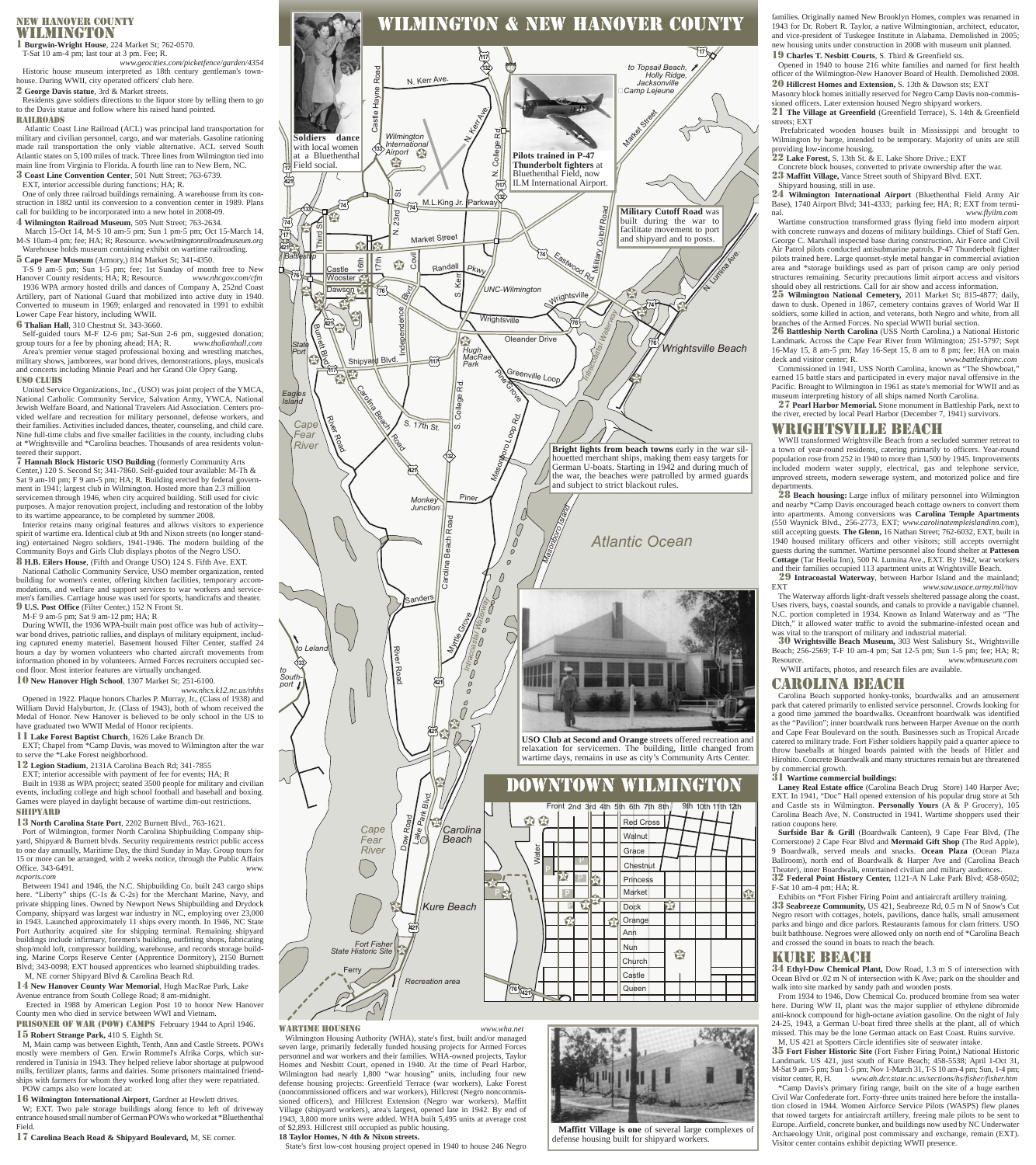## NEW HANOVER COUNTY
# WILMINGTON

**1 Burgwin-Wright House**, 224 Market St; 762-0570.
T-Sat 10 am-4 pm; last tour at 3 pm; Fee; R.
*www.geocities.com/picketfence/garden/4354*

Historic house museum interpreted as 18th century gentleman's townhouse. During WWII, city operated officers' club here.

**2 George Davis statue**, 3rd & Market streets.
Residents gave soldiers directions to the liquor store by telling them to go to the Davis statue and follow where his raised hand pointed.

### RAILROADS

Atlantic Coast Line Railroad (ACL) was principal land transportation for military and civilian personnel, cargo, and war materials. Gasoline rationing made rail transportation the only viable alternative. ACL served South Atlantic states on 5,100 miles of track. Three lines from Wilmington tied into main line from Virginia to Florida. A fourth line ran to New Bern, NC.

**3 Coast Line Convention Center**, 501 Nutt Street; 763-6739.
EXT, interior accessible during functions; HA; R.
One of only three railroad buildings remaining. A warehouse from its construction in 1882 until its conversion to a convention center in 1989. Plans call for building to be incorporated into a new hotel in 2008-09.

**4 Wilmington Railroad Museum**, 505 Nutt Street; 763-2634.
March 15-Oct 14, M-S 10 am-5 pm; Sun 1 pm-5 pm; Oct 15-March 14, M-S 10am-4 pm; fee; HA; R; Resource. *www.wilmingtonrailroadmuseum.org*
Warehouse holds museum containing exhibit on wartime railroading.

**5 Cape Fear Museum** (Armory,) 814 Market St; 341-4350.
T-S 9 am-5 pm; Sun 1-5 pm; fee; 1st Sunday of month free to New Hanover County residents; HA; R; Resource. *www.nhcgov.com/cfm*
1936 WPA armory hosted drills and dances of Company A, 252nd Coast Artillery, part of National Guard that mobilized into active duty in 1940. Converted to museum in 1969; enlarged and renovated in 1991 to exhibit Lower Cape Fear history, including WWII.

**6 Thalian Hall**, 310 Chestnut St. 343-3660.
Self-guided tours M-F 12-6 pm; Sat-Sun 2-6 pm, suggested donation; group tours for a fee by phoning ahead; HA; R. *www.thalianhall.com*
Area's premier venue staged professional boxing and wrestling matches, military shows, jamborees, war bond drives, demonstrations, plays, musicals and concerts including Minnie Pearl and her Grand Ole Opry Gang.

### USO CLUBS

United Service Organizations, Inc., (USO) was joint project of the YMCA, National Catholic Community Service, Salvation Army, YWCA, National Jewish Welfare Board, and National Travelers Aid Association. Centers provided welfare and recreation for military personnel, defense workers, and their families. Activities included dances, theater, counseling, and child care. Nine full-time clubs and five smaller facilities in the county, including clubs at *Wrightsville and *Carolina beaches. Thousands of area residents volunteered their support.

**7 Hannah Block Historic USO Building** (formerly Community Arts Center,) 120 S. Second St; 341-7860. Self-guided tour available: M-Th & Sat 9 am-10 pm; F 9 am-5 pm; HA; R. Building erected by federal government in 1941; largest club in Wilmington. Hosted more than 2.3 million servicemen through 1946, when city acquired building. Still used for civic purposes. A major renovation project, including and restoration of the lobby to its wartime appearance, to be completed by summer 2008.

Interior retains many original features and allows visitors to experience spirit of wartime era. Identical club at 9th and Nixon streets (no longer standing) entertained Negro soldiers, 1941-1946. The modern building of the Community Boys and Girls Club displays photos of the Negro USO.

**8 H.B. Eilers House**, (Fifth and Orange USO) 124 S. Fifth Ave. EXT.
National Catholic Community Service, USO member organization, rented building for women's center, offering kitchen facilities, temporary accommodations, and welfare and support services to war workers and servicemen's families. Carriage house was used for sports, handicrafts and theater.

**9 U.S. Post Office** (Filter Center,) 152 N Front St.
M-F 9 am-5 pm; Sat 9 am-12 pm; HA; R
During WWII, the 1936 WPA-built main post office was hub of activity--war bond drives, patriotic rallies, and displays of military equipment, including captured enemy materiel. Basement housed Filter Center, staffed 24 hours a day by women volunteers who charted aircraft movements from information phoned in by volunteers. Armed Forces recruiters occupied second floor. Most interior features are virtually unchanged.

**10 New Hanover High School**, 1307 Market St; 251-6100.
*www.nhcs.k12.nc.us/nhhs*
Opened in 1922. Plaque honors Charles P. Murray, Jr., (Class of 1938) and William David Halyburton, Jr. (Class of 1943), both of whom received the Medal of Honor. New Hanover is believed to be only school in the US to have graduated two WWII Medal of Honor recipients.

**11 Lake Forest Baptist Church**, 1626 Lake Branch Dr.
EXT; Chapel from *Camp Davis, was moved to Wilmington after the war to serve the *Lake Forest neighborhood.

**12 Legion Stadium**, 2131A Carolina Beach Rd; 341-7855
EXT; interior accessible with payment of fee for events; HA; R
Built in 1938 as WPA project; seated 3500 people for military and civilian events, including college and high school football and baseball and boxing. Games were played in daylight because of wartime dim-out restrictions.

### SHIPYARD

**13 North Carolina State Port**, 2202 Burnett Blvd., 763-1621.
Port of Wilmington, former North Carolina Shipbuilding Company shipyard, Shipyard & Burnett blvds. Security requirements restrict public access to one day annually, Maritime Day, the third Sunday in May. Group tours for 15 or more can be arranged, with 2 weeks notice, through the Public Affairs Office. 343-6491. *www.ncports.com*

Between 1941 and 1946, the N.C. Shipbuilding Co. built 243 cargo ships here. "Liberty" ships (C-1s & C-2s) for the Merchant Marine, Navy, and private shipping lines. Owned by Newport News Shipbuilding and Drydock Company, shipyard was largest war industry in NC, employing over 23,000 in 1943. Launched approximately 11 ships every month. In 1946, NC State Port Authority acquired site for shipping terminal. Remaining shipyard buildings include infirmary, foremen's building, outfitting shops, fabricating shop/mold loft, compressor building, warehouse, and records storage building. Marine Corps Reserve Center (Apprentice Dormitory), 2150 Burnett Blvd; 343-0098; EXT housed apprentices who learned shipbuilding trades.
M, NE corner Shipyard Blvd & Carolina Beach Rd.

**14 New Hanover County War Memorial**, Hugh MacRae Park, Lake Avenue entrance from South College Road; 8 am-midnight.
Erected in 1988 by American Legion Post 10 to honor New Hanover County men who died in service between WWI and Vietnam.

### PRISONER OF WAR (POW) CAMPS February 1944 to April 1946.

**15 Robert Strange Park,** 410 S. Eighth St.
M, Main camp was between Eighth, Tenth, Ann and Castle Streets. POWs mostly were members of Gen. Erwin Rommel's Afrika Corps, which surrendered in Tunisia in 1943. They helped relieve labor shortage at pulpwood mills, fertilizer plants, farms and dairies. Some prisoners maintained friendships with farmers for whom they worked long after they were repatriated.
POW camps also were located at:

**16 Wilmington International Airport**, Gardner at Hewlett drives.
W; EXT. Two pale storage buildings along fence to left of driveway entrance housed small number of German POWs who worked at *Bluethenthal Field.

**17 Carolina Beach Road & Shipyard Boulevard,** M, SE corner.

# WILMINGTON & NEW HANOVER COUNTY

**Soldiers dance** with local women at a Bluethenthal Field social.

**Pilots trained in P-47 Thunderbolt fighters** at Bluethenthal Field, now ILM International Airport.

**Military Cutoff Road** was built during the war to facilitate movement to port and shipyard and to posts.

**Bright lights from beach towns** early in the war silhouetted merchant ships, making them easy targets for German U-boats. Starting in 1942 and during much of the war, the beaches were patrolled by armed guards and subject to strict blackout rules.

**USO Club at Second and Orange** streets offered recreation and relaxation for servicemen. The building, little changed from wartime days, remains in use as city's Community Arts Center.

## DOWNTOWN WILMINGTON

### WARTIME HOUSING *www.wha.net*

Wilmington Housing Authority (WHA), state's first, built and/or managed seven large, primarily federally funded housing projects for Armed Forces personnel and war workers and their families. WHA-owned projects, Taylor Homes and Nesbitt Court, opened in 1940. At the time of Pearl Harbor, Wilmington had nearly 1,800 "war housing" units, including four new defense housing projects: Greenfield Terrace (war workers), Lake Forest (noncommissioned officers and war workers), Hillcrest (Negro noncommissioned officers), and Hillcrest Extension (Negro war workers). Maffitt Village (shipyard workers), area's largest, opened late in 1942. By end of 1943, 3,800 more units were added. WHA built 5,495 units at average cost of $2,893. Hillcrest still occupied as public housing.

**18 Taylor Homes, N 4th & Nixon streets.**
State's first low-cost housing project opened in 1940 to house 246 Negro families. Originally named New Brooklyn Homes, complex was renamed in 1943 for Dr. Robert R. Taylor, a native Wilmingtonian, architect, educator, and vice-president of Tuskegee Institute in Alabama. Demolished in 2005; new housing units under construction in 2008 with museum unit planned.

**19 Charles T. Nesbitt Courts**, S. Third & Greenfield sts.
Opened in 1940 to house 216 white families and named for first health officer of the Wilmington-New Hanover Board of Health. Demolished 2008.

**20 Hillcrest Homes and Extension,** S. 13th & Dawson sts; EXT
Masonry block homes initially reserved for Negro Camp Davis non-commissioned officers. Later extension housed Negro shipyard workers.

**21 The Village at Greenfield** (Greenfield Terrace), S. 14th & Greenfield streets; EXT
Prefabricated wooden houses built in Mississippi and brought to Wilmington by barge, intended to be temporary. Majority of units are still providing low-income housing.

**22 Lake Forest,** S. 13th St. & E. Lake Shore Drive.; EXT
Concrete block houses, converted to private ownership after the war.

**23 Maffitt Village,** Vance Street south of Shipyard Blvd. EXT.
Shipyard housing, still in use.

**Maffitt Village is one** of several large complexes of defense housing built for shipyard workers.

**24 Wilmington International Airport** (Bluethenthal Field Army Air Base), 1740 Airport Blvd; 341-4333; parking fee; HA; R; EXT from terminal. *www.flyilm.com*
Wartime construction transformed grass flying field into modern airport with concrete runways and dozens of military buildings. Chief of Staff Gen. George C. Marshall inspected base during construction. Air Force and Civil Air Patrol pilots conducted antisubmarine patrols. P-47 Thunderbolt fighter pilots trained here. Large quonset-style metal hangar in commercial aviation area and *storage buildings used as part of prison camp are only period structures remaining. Security precautions limit airport access and visitors should obey all restrictions. Call for air show and access information.

**25 Wilmington National Cemetery,** 2011 Market St; 815-4877; daily, dawn to dusk. Opened in 1867, cemetery contains graves of World War II soldiers, some killed in action, and veterans, both Negro and white, from all branches of the Armed Forces. No special WWII burial section.

**26 Battleship North Carolina** (USS North Carolina,) a National Historic Landmark. Across the Cape Fear River from Wilmington; 251-5797; Sept 16-May 15, 8 am-5 pm; May 16-Sept 15, 8 am to 8 pm; fee; HA on main deck and visitor center; R. *www.battleshipnc.com*
Commissioned in 1941, USS North Carolina, known as "The Showboat," earned 15 battle stars and participated in every major naval offensive in the Pacific. Brought to Wilmington in 1961 as state's memorial for WWII and as museum interpreting history of all ships named North Carolina.

**27 Pearl Harbor Memorial.** Stone monument in Battleship Park, next to the river, erected by local Pearl Harbor (December 7, 1941) survivors.

# WRIGHTSVILLE BEACH

WWII transformed Wrightsville Beach from a secluded summer retreat to a town of year-round residents, catering primarily to officers. Year-round population rose from 252 in 1940 to more than 1,500 by 1945. Improvements included modern water supply, electrical, gas and telephone service, improved streets, modern sewerage system, and motorized police and fire departments.

**28 Beach housing:** Large influx of military personnel into Wilmington and nearby *Camp Davis encouraged beach cottage owners to convert them into apartments. Among conversions was **Carolina Temple Apartments** (550 Waynick Blvd., 256-2773, EXT; *www.carolinatempleislandinn.com*), still accepting guests. **The Glenn,** 16 Nathan Street; 762-6032, EXT, built in 1940 housed military officers and other visitors; still accepts overnight guests during the summer. Wartime personnel also found shelter at **Patteson Cottage** (Tar Heelia Inn), 500 N. Lumina Ave., EXT. By 1942, war workers and their families occupied 113 apartment units at Wrightsville Beach.

**29 Intracoastal Waterway**, between Harbor Island and the mainland; EXT *www.saw.usace.army.mil/nav*
The Waterway affords light-draft vessels sheltered passage along the coast. Uses rivers, bays, coastal sounds, and canals to provide a navigable channel. N.C. portion completed in 1934. Known as Inland Waterway and as "The Ditch," it allowed water traffic to avoid the submarine-infested ocean and was vital to the transport of military and industrial material.

**30 Wrightsville Beach Museum,** 303 West Salisbury St., Wrightsville Beach; 256-2569; T-F 10 am-4 pm; Sat 12-5 pm; Sun 1-5 pm; fee; HA; R; Resource. *www.wbmuseum.com*
WWII artifacts, photos, and research files are available.

# CAROLINA BEACH

Carolina Beach supported honky-tonks, boardwalks and an amusement park that catered primarily to enlisted service personnel. Crowds looking for a good time jammed the boardwalks. Oceanfront boardwalk was identified as the "Pavilion"; inner boardwalk runs between Harper Avenue on the north and Cape Fear Boulevard on the south. Businesses such as Tropical Arcade catered to military trade. Fort Fisher soldiers happily paid a quarter apiece to throw baseballs at hinged boards painted with the heads of Hitler and Hirohito. Concrete Boardwalk and many structures remain but are threatened by commercial growth.

**31 Wartime commercial buildings:**
**Laney Real Estate office** (Carolina Beach Drug Store) 140 Harper Ave; EXT. In 1941, "Doc" Hall opened extension of his popular drug store at 5th and Castle sts in Wilmington. **Personally Yours** (A & P Grocery), 105 Carolina Beach Ave, N. Constructed in 1941. Wartime shoppers used their ration coupons here.
**Surfside Bar & Grill** (Boardwalk Canteen), 9 Cape Fear Blvd, (The Cornerstone) 2 Cape Fear Blvd and **Mermaid Gift Shop** (The Red Apple), 9 Boardwalk, served meals and snacks. **Ocean Plaza** (Ocean Plaza Ballroom), north end of Boardwalk & Harper Ave and (Carolina Beach Theater), inner Boardwalk, entertained civilian and military audiences.

**32 Federal Point History Center,** 1121-A N Lake Park Blvd; 458-0502; F-Sat 10 am-4 pm; HA; R.
Exhibits on *Fort Fisher Firing Point and antiaircraft artillery training.

**33 Seabreeze Community,** US 421, Seabreeze Rd, 0.5 m N of Snow's Cut Negro resort with cottages, hotels, pavilions, dance halls, small amusement parks and bingo and dice parlors. Restaurants famous for clam fritters. USO built bathhouse. Negroes were allowed only on north end of *Carolina Beach and crossed the sound in boats to reach the beach.

# KURE BEACH

**34 Ethyl-Dow Chemical Plant,** Dow Road, 1.3 m S of intersection with Ocean Blvd or .02 m N of intersection with K Ave; park on the shoulder and walk into site marked by sandy path and wooden posts.
From 1934 to 1946, Dow Chemical Co. produced bromine from sea water here. During WW II, plant was the major supplier of ethylene dibromide anti-knock compound for high-octane aviation gasoline. On the night of July 24-25, 1943, a German U-boat fired three shells at the plant, all of which missed. This may be the lone German attack on East Coast. Ruins survive.
M, US 421 at Spotters Circle identifies site of seawater intake.

**35 Fort Fisher Historic Site** (Fort Fisher Firing Point,) National Historic Landmark. US 421, just south of Kure Beach; 458-5538; April 1-Oct 31, M-Sat 9 am-5 pm; Sun 1-5 pm; Nov 1-March 31, T-S 10 am-4 pm; Sun, 1-4 pm; visitor center, R, H. *www.ah.dcr.state.nc.us/sections/hs/fisher/fisher.htm*
*Camp Davis's primary firing range, built on the site of a huge earthen Civil War Confederate fort. Forty-three units trained here before the installation closed in 1944. Women Airforce Service Pilots (WASPS) few planes that towed targets for antiaircraft artillery, freeing male pilots to be sent to Europe. Airfield, concrete bunker, and buildings now used by NC Underwater Archaeology Unit, original post commissary and exchange, remain (EXT). Visitor center contains exhibit depicting WWII presence.